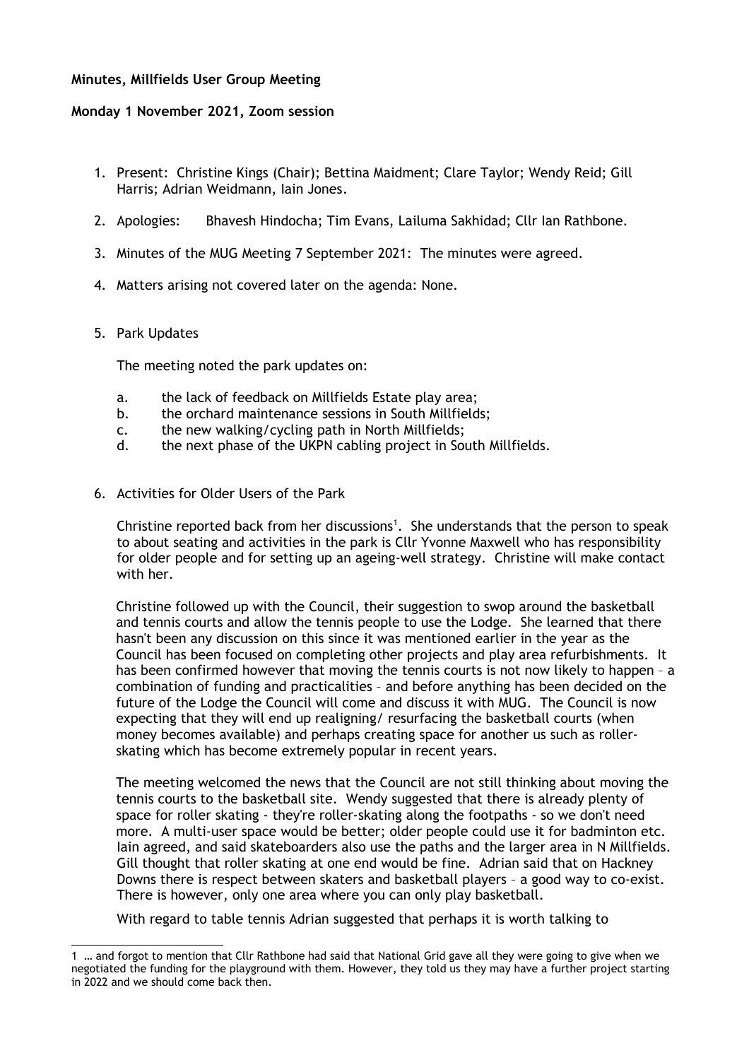**Minutes, Millfields User Group Meeting**

**Monday 1 November 2021, Zoom session**

1. Present: Christine Kings (Chair); Bettina Maidment; Clare Taylor; Wendy Reid; Gill Harris; Adrian Weidmann, Iain Jones.

2. Apologies: Bhavesh Hindocha; Tim Evans, Lailuma Sakhidad; Cllr Ian Rathbone.

3. Minutes of the MUG Meeting 7 September 2021: The minutes were agreed.

4. Matters arising not covered later on the agenda: None.

5. Park Updates

   The meeting noted the park updates on:

   a. the lack of feedback on Millfields Estate play area;
   b. the orchard maintenance sessions in South Millfields;
   c. the new walking/cycling path in North Millfields;
   d. the next phase of the UKPN cabling project in South Millfields.

6. Activities for Older Users of the Park

   Christine reported back from her discussions[1]. She understands that the person to speak to about seating and activities in the park is Cllr Yvonne Maxwell who has responsibility for older people and for setting up an ageing-well strategy. Christine will make contact with her.

   Christine followed up with the Council, their suggestion to swop around the basketball and tennis courts and allow the tennis people to use the Lodge. She learned that there hasn't been any discussion on this since it was mentioned earlier in the year as the Council has been focused on completing other projects and play area refurbishments. It has been confirmed however that moving the tennis courts is not now likely to happen – a combination of funding and practicalities – and before anything has been decided on the future of the Lodge the Council will come and discuss it with MUG. The Council is now expecting that they will end up realigning/ resurfacing the basketball courts (when money becomes available) and perhaps creating space for another us such as roller-skating which has become extremely popular in recent years.

   The meeting welcomed the news that the Council are not still thinking about moving the tennis courts to the basketball site. Wendy suggested that there is already plenty of space for roller skating - they're roller-skating along the footpaths - so we don't need more. A multi-user space would be better; older people could use it for badminton etc. Iain agreed, and said skateboarders also use the paths and the larger area in N Millfields. Gill thought that roller skating at one end would be fine. Adrian said that on Hackney Downs there is respect between skaters and basketball players – a good way to co-exist. There is however, only one area where you can only play basketball.

   With regard to table tennis Adrian suggested that perhaps it is worth talking to

---

[1] … and forgot to mention that Cllr Rathbone had said that National Grid gave all they were going to give when we negotiated the funding for the playground with them. However, they told us they may have a further project starting in 2022 and we should come back then.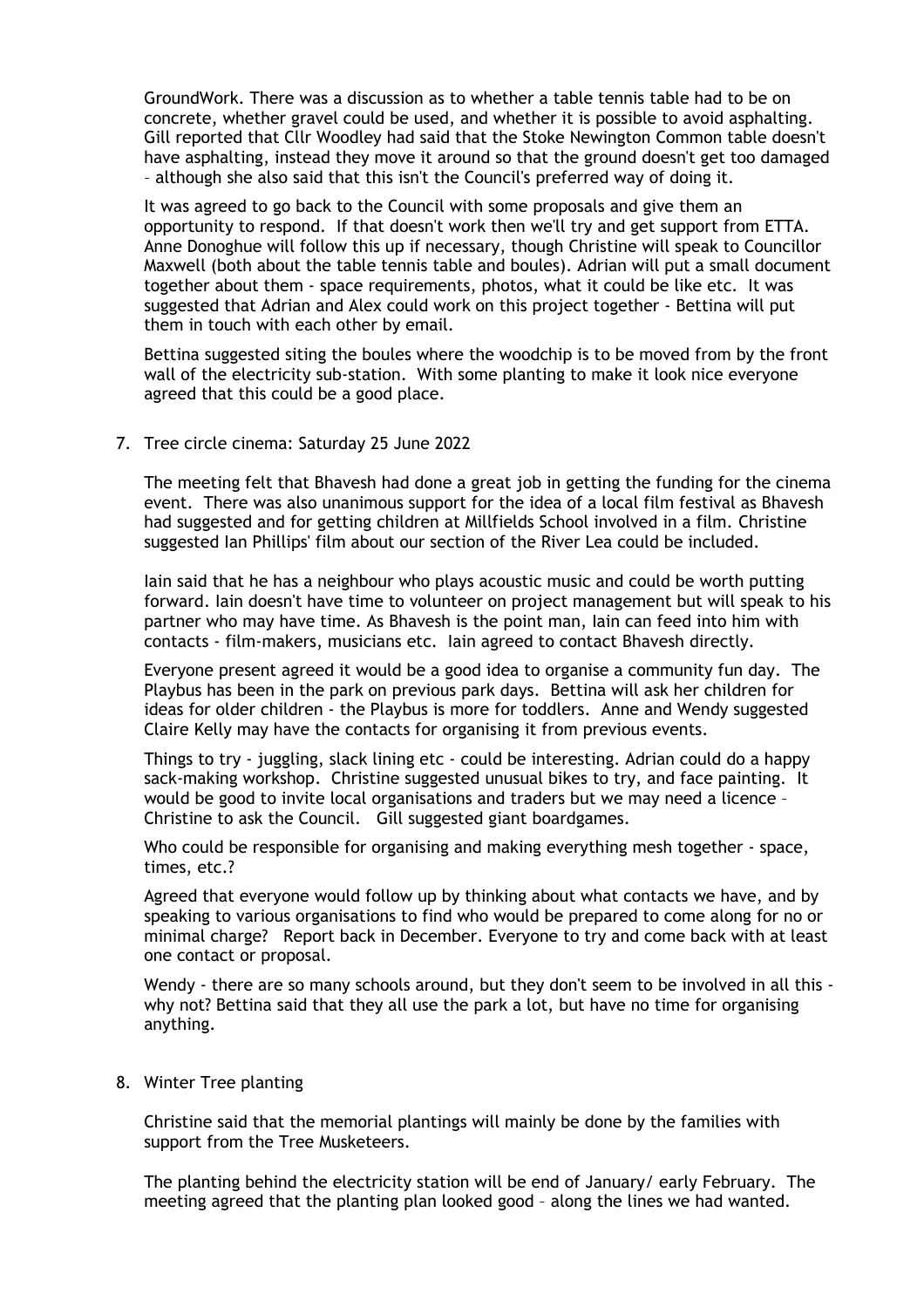GroundWork. There was a discussion as to whether a table tennis table had to be on concrete, whether gravel could be used, and whether it is possible to avoid asphalting. Gill reported that Cllr Woodley had said that the Stoke Newington Common table doesn't have asphalting, instead they move it around so that the ground doesn't get too damaged – although she also said that this isn't the Council's preferred way of doing it.

It was agreed to go back to the Council with some proposals and give them an opportunity to respond. If that doesn't work then we'll try and get support from ETTA. Anne Donoghue will follow this up if necessary, though Christine will speak to Councillor Maxwell (both about the table tennis table and boules). Adrian will put a small document together about them - space requirements, photos, what it could be like etc. It was suggested that Adrian and Alex could work on this project together - Bettina will put them in touch with each other by email.

Bettina suggested siting the boules where the woodchip is to be moved from by the front wall of the electricity sub-station. With some planting to make it look nice everyone agreed that this could be a good place.

7. Tree circle cinema: Saturday 25 June 2022

   The meeting felt that Bhavesh had done a great job in getting the funding for the cinema event. There was also unanimous support for the idea of a local film festival as Bhavesh had suggested and for getting children at Millfields School involved in a film. Christine suggested Ian Phillips' film about our section of the River Lea could be included.

   Iain said that he has a neighbour who plays acoustic music and could be worth putting forward. Iain doesn't have time to volunteer on project management but will speak to his partner who may have time. As Bhavesh is the point man, Iain can feed into him with contacts - film-makers, musicians etc. Iain agreed to contact Bhavesh directly.

   Everyone present agreed it would be a good idea to organise a community fun day. The Playbus has been in the park on previous park days. Bettina will ask her children for ideas for older children - the Playbus is more for toddlers. Anne and Wendy suggested Claire Kelly may have the contacts for organising it from previous events.

   Things to try - juggling, slack lining etc - could be interesting. Adrian could do a happy sack-making workshop. Christine suggested unusual bikes to try, and face painting. It would be good to invite local organisations and traders but we may need a licence – Christine to ask the Council. Gill suggested giant boardgames.

   Who could be responsible for organising and making everything mesh together - space, times, etc.?

   Agreed that everyone would follow up by thinking about what contacts we have, and by speaking to various organisations to find who would be prepared to come along for no or minimal charge? Report back in December. Everyone to try and come back with at least one contact or proposal.

   Wendy - there are so many schools around, but they don't seem to be involved in all this - why not? Bettina said that they all use the park a lot, but have no time for organising anything.

8. Winter Tree planting

   Christine said that the memorial plantings will mainly be done by the families with support from the Tree Musketeers.

   The planting behind the electricity station will be end of January/ early February. The meeting agreed that the planting plan looked good – along the lines we had wanted.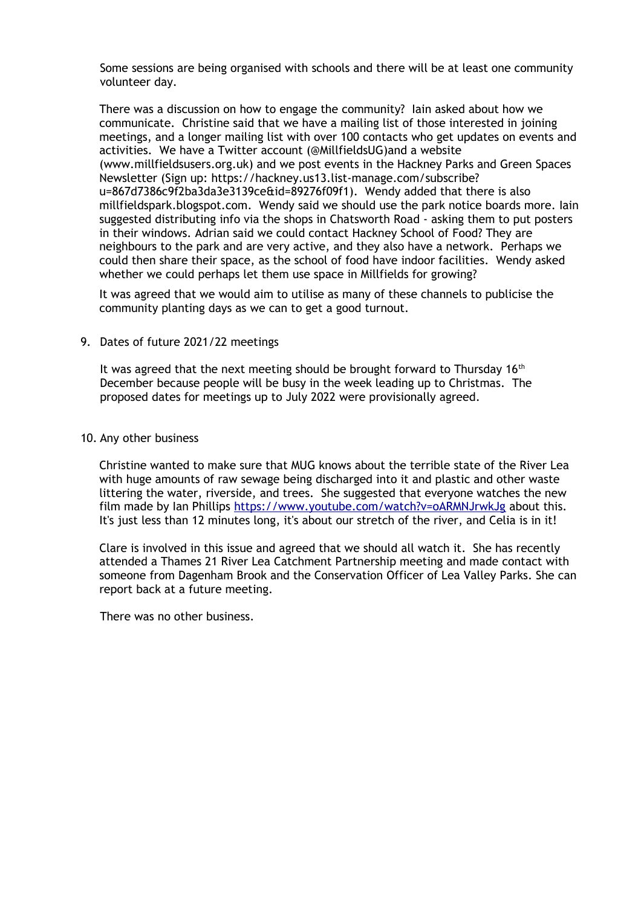Some sessions are being organised with schools and there will be at least one community volunteer day.

There was a discussion on how to engage the community? Iain asked about how we communicate. Christine said that we have a mailing list of those interested in joining meetings, and a longer mailing list with over 100 contacts who get updates on events and activities. We have a Twitter account (@MillfieldsUG)and a website (www.millfieldsusers.org.uk) and we post events in the Hackney Parks and Green Spaces Newsletter (Sign up: https://hackney.us13.list-manage.com/subscribe?u=867d7386c9f2ba3da3e3139ce&id=89276f09f1). Wendy added that there is also millfieldspark.blogspot.com. Wendy said we should use the park notice boards more. Iain suggested distributing info via the shops in Chatsworth Road - asking them to put posters in their windows. Adrian said we could contact Hackney School of Food? They are neighbours to the park and are very active, and they also have a network. Perhaps we could then share their space, as the school of food have indoor facilities. Wendy asked whether we could perhaps let them use space in Millfields for growing?

It was agreed that we would aim to utilise as many of these channels to publicise the community planting days as we can to get a good turnout.

9. Dates of future 2021/22 meetings

It was agreed that the next meeting should be brought forward to Thursday 16th December because people will be busy in the week leading up to Christmas. The proposed dates for meetings up to July 2022 were provisionally agreed.

10. Any other business

Christine wanted to make sure that MUG knows about the terrible state of the River Lea with huge amounts of raw sewage being discharged into it and plastic and other waste littering the water, riverside, and trees. She suggested that everyone watches the new film made by Ian Phillips [https://www.youtube.com/watch?v=oARMNJrwkJg](https://www.youtube.com/watch?v=oARMNJrwkJg) about this. It's just less than 12 minutes long, it's about our stretch of the river, and Celia is in it!

Clare is involved in this issue and agreed that we should all watch it. She has recently attended a Thames 21 River Lea Catchment Partnership meeting and made contact with someone from Dagenham Brook and the Conservation Officer of Lea Valley Parks. She can report back at a future meeting.

There was no other business.